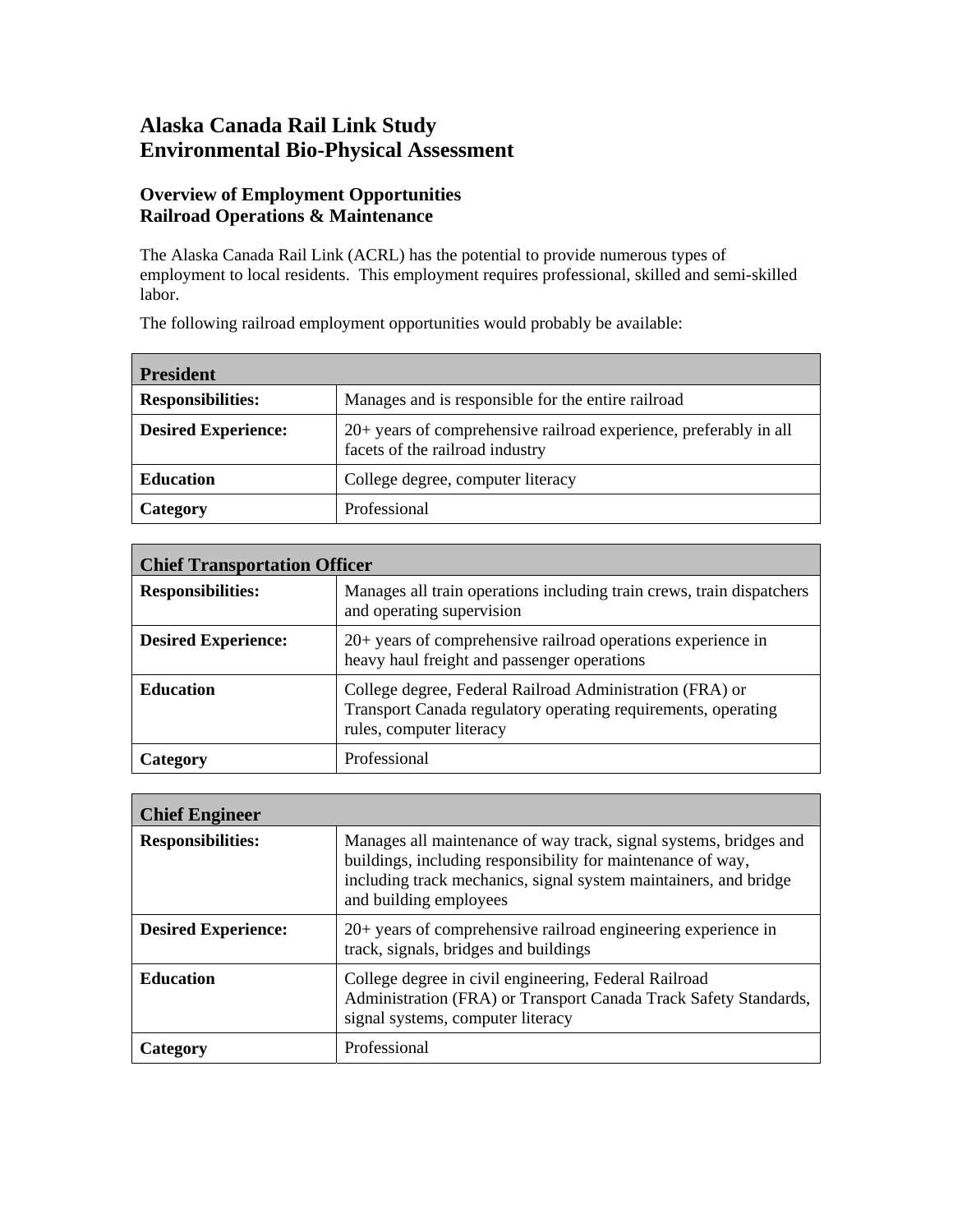# Alaska Canada Rail Link Study
# Environmental Bio-Physical Assessment

### Overview of Employment Opportunities
### Railroad Operations & Maintenance

The Alaska Canada Rail Link (ACRL) has the potential to provide numerous types of employment to local residents. This employment requires professional, skilled and semi-skilled labor.

The following railroad employment opportunities would probably be available:

| **President** | |
|---|---|
| **Responsibilities:** | Manages and is responsible for the entire railroad |
| **Desired Experience:** | 20+ years of comprehensive railroad experience, preferably in all facets of the railroad industry |
| **Education** | College degree, computer literacy |
| **Category** | Professional |

| **Chief Transportation Officer** | |
|---|---|
| **Responsibilities:** | Manages all train operations including train crews, train dispatchers and operating supervision |
| **Desired Experience:** | 20+ years of comprehensive railroad operations experience in heavy haul freight and passenger operations |
| **Education** | College degree, Federal Railroad Administration (FRA) or Transport Canada regulatory operating requirements, operating rules, computer literacy |
| **Category** | Professional |

| **Chief Engineer** | |
|---|---|
| **Responsibilities:** | Manages all maintenance of way track, signal systems, bridges and buildings, including responsibility for maintenance of way, including track mechanics, signal system maintainers, and bridge and building employees |
| **Desired Experience:** | 20+ years of comprehensive railroad engineering experience in track, signals, bridges and buildings |
| **Education** | College degree in civil engineering, Federal Railroad Administration (FRA) or Transport Canada Track Safety Standards, signal systems, computer literacy |
| **Category** | Professional |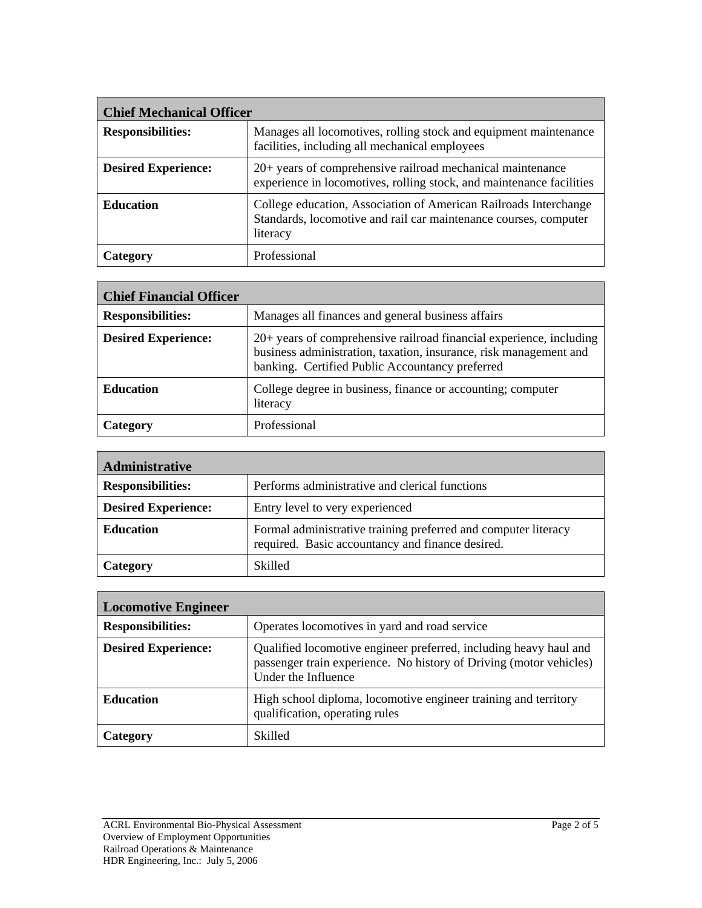| Chief Mechanical Officer | |
|---|---|
| **Responsibilities:** | Manages all locomotives, rolling stock and equipment maintenance facilities, including all mechanical employees |
| **Desired Experience:** | 20+ years of comprehensive railroad mechanical maintenance experience in locomotives, rolling stock, and maintenance facilities |
| **Education** | College education, Association of American Railroads Interchange Standards, locomotive and rail car maintenance courses, computer literacy |
| **Category** | Professional |

| Chief Financial Officer | |
|---|---|
| **Responsibilities:** | Manages all finances and general business affairs |
| **Desired Experience:** | 20+ years of comprehensive railroad financial experience, including business administration, taxation, insurance, risk management and banking. Certified Public Accountancy preferred |
| **Education** | College degree in business, finance or accounting; computer literacy |
| **Category** | Professional |

| Administrative | |
|---|---|
| **Responsibilities:** | Performs administrative and clerical functions |
| **Desired Experience:** | Entry level to very experienced |
| **Education** | Formal administrative training preferred and computer literacy required. Basic accountancy and finance desired. |
| **Category** | Skilled |

| Locomotive Engineer | |
|---|---|
| **Responsibilities:** | Operates locomotives in yard and road service |
| **Desired Experience:** | Qualified locomotive engineer preferred, including heavy haul and passenger train experience. No history of Driving (motor vehicles) Under the Influence |
| **Education** | High school diploma, locomotive engineer training and territory qualification, operating rules |
| **Category** | Skilled |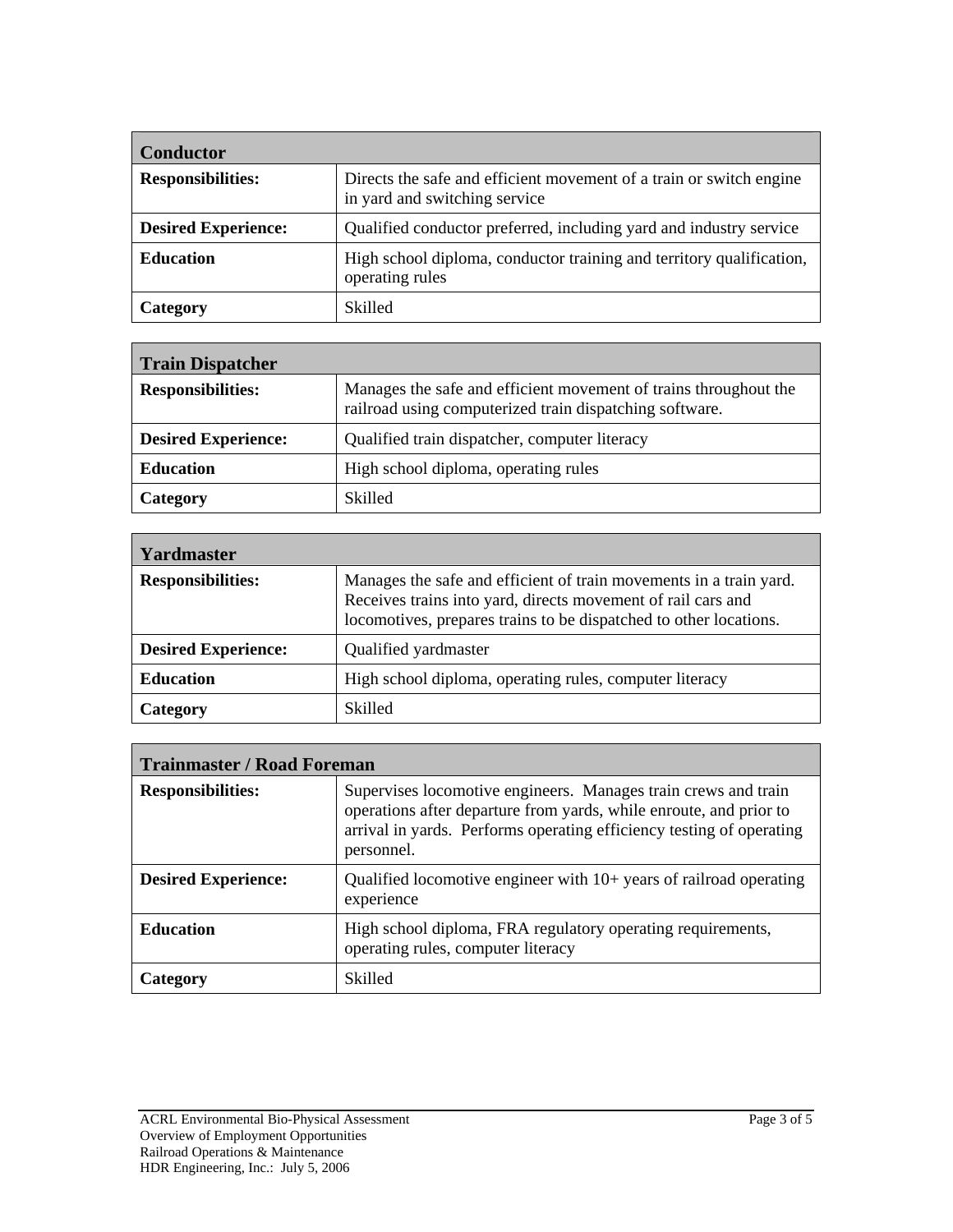| Conductor | |
|---|---|
| **Responsibilities:** | Directs the safe and efficient movement of a train or switch engine in yard and switching service |
| **Desired Experience:** | Qualified conductor preferred, including yard and industry service |
| **Education** | High school diploma, conductor training and territory qualification, operating rules |
| **Category** | Skilled |

| Train Dispatcher | |
|---|---|
| **Responsibilities:** | Manages the safe and efficient movement of trains throughout the railroad using computerized train dispatching software. |
| **Desired Experience:** | Qualified train dispatcher, computer literacy |
| **Education** | High school diploma, operating rules |
| **Category** | Skilled |

| Yardmaster | |
|---|---|
| **Responsibilities:** | Manages the safe and efficient of train movements in a train yard. Receives trains into yard, directs movement of rail cars and locomotives, prepares trains to be dispatched to other locations. |
| **Desired Experience:** | Qualified yardmaster |
| **Education** | High school diploma, operating rules, computer literacy |
| **Category** | Skilled |

| Trainmaster / Road Foreman | |
|---|---|
| **Responsibilities:** | Supervises locomotive engineers. Manages train crews and train operations after departure from yards, while enroute, and prior to arrival in yards. Performs operating efficiency testing of operating personnel. |
| **Desired Experience:** | Qualified locomotive engineer with 10+ years of railroad operating experience |
| **Education** | High school diploma, FRA regulatory operating requirements, operating rules, computer literacy |
| **Category** | Skilled |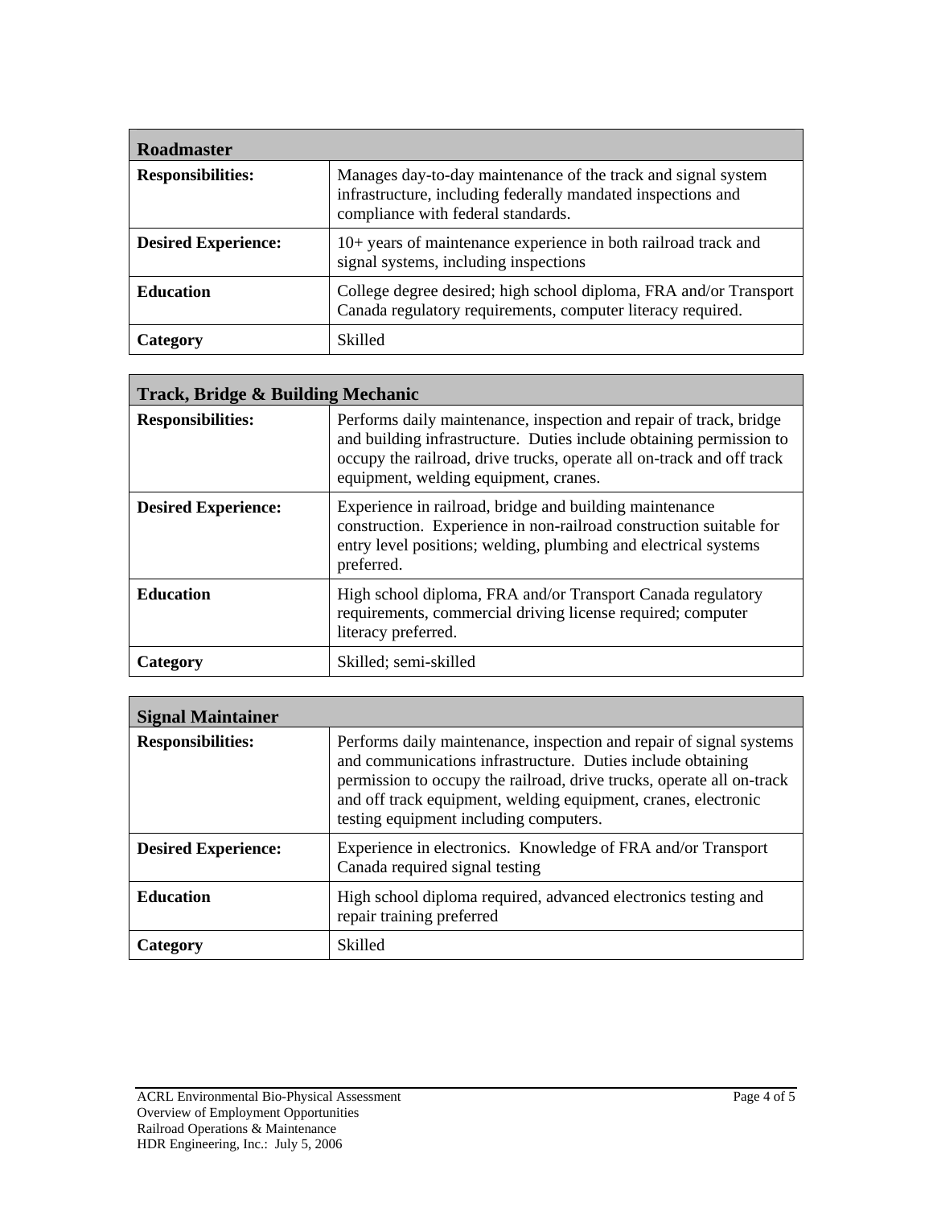| Roadmaster | |
|---|---|
| **Responsibilities:** | Manages day-to-day maintenance of the track and signal system infrastructure, including federally mandated inspections and compliance with federal standards. |
| **Desired Experience:** | 10+ years of maintenance experience in both railroad track and signal systems, including inspections |
| **Education** | College degree desired; high school diploma, FRA and/or Transport Canada regulatory requirements, computer literacy required. |
| **Category** | Skilled |

| Track, Bridge & Building Mechanic | |
|---|---|
| **Responsibilities:** | Performs daily maintenance, inspection and repair of track, bridge and building infrastructure. Duties include obtaining permission to occupy the railroad, drive trucks, operate all on-track and off track equipment, welding equipment, cranes. |
| **Desired Experience:** | Experience in railroad, bridge and building maintenance construction. Experience in non-railroad construction suitable for entry level positions; welding, plumbing and electrical systems preferred. |
| **Education** | High school diploma, FRA and/or Transport Canada regulatory requirements, commercial driving license required; computer literacy preferred. |
| **Category** | Skilled; semi-skilled |

| Signal Maintainer | |
|---|---|
| **Responsibilities:** | Performs daily maintenance, inspection and repair of signal systems and communications infrastructure. Duties include obtaining permission to occupy the railroad, drive trucks, operate all on-track and off track equipment, welding equipment, cranes, electronic testing equipment including computers. |
| **Desired Experience:** | Experience in electronics. Knowledge of FRA and/or Transport Canada required signal testing |
| **Education** | High school diploma required, advanced electronics testing and repair training preferred |
| **Category** | Skilled |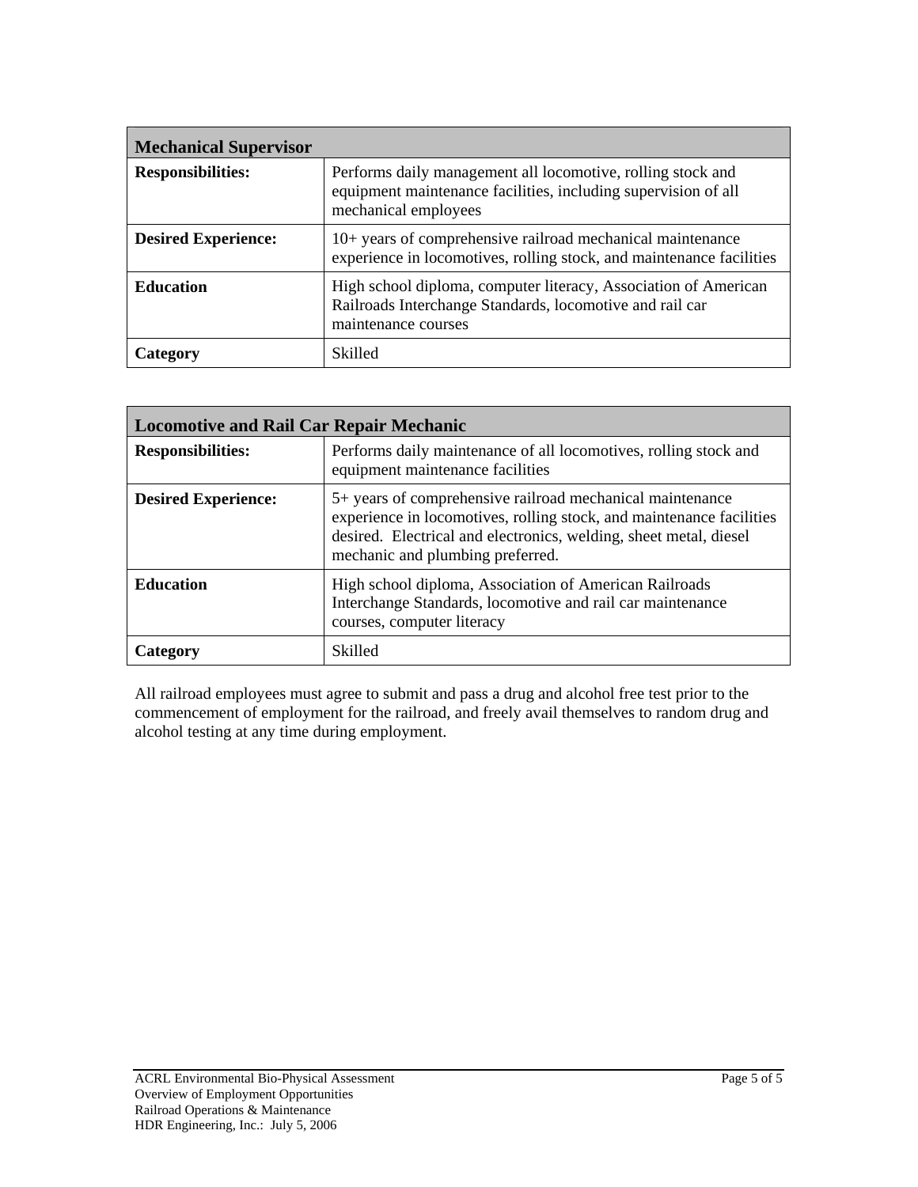| Mechanical Supervisor | |
|---|---|
| **Responsibilities:** | Performs daily management all locomotive, rolling stock and equipment maintenance facilities, including supervision of all mechanical employees |
| **Desired Experience:** | 10+ years of comprehensive railroad mechanical maintenance experience in locomotives, rolling stock, and maintenance facilities |
| **Education** | High school diploma, computer literacy, Association of American Railroads Interchange Standards, locomotive and rail car maintenance courses |
| **Category** | Skilled |

| Locomotive and Rail Car Repair Mechanic | |
|---|---|
| **Responsibilities:** | Performs daily maintenance of all locomotives, rolling stock and equipment maintenance facilities |
| **Desired Experience:** | 5+ years of comprehensive railroad mechanical maintenance experience in locomotives, rolling stock, and maintenance facilities desired. Electrical and electronics, welding, sheet metal, diesel mechanic and plumbing preferred. |
| **Education** | High school diploma, Association of American Railroads Interchange Standards, locomotive and rail car maintenance courses, computer literacy |
| **Category** | Skilled |

All railroad employees must agree to submit and pass a drug and alcohol free test prior to the commencement of employment for the railroad, and freely avail themselves to random drug and alcohol testing at any time during employment.